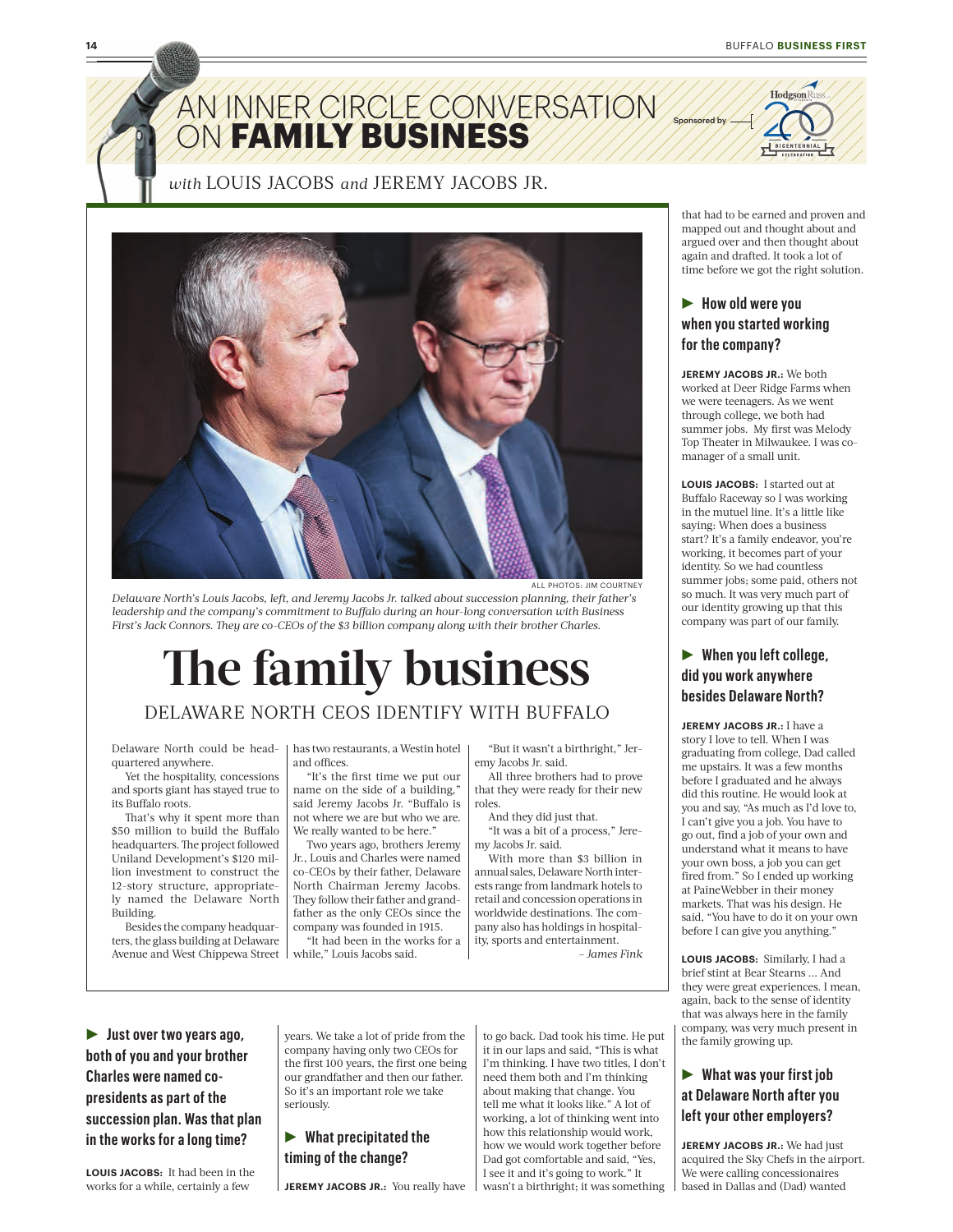# AN INNER CIRCLE CONVERSATION ON **FAMILY BUSINESS**

Sponsored by Hodgson Russ Bicentennial Celebration

*with* LOUIS JACOBS *and* JEREMY JACOBS JR.

ALL PHOTOS: JIM COURTNEY

*Delaware North's Louis Jacobs, left, and Jeremy Jacobs Jr. talked about succession planning, their father's leadership and the company's commitment to Buffalo during an hour-long conversation with Business First's Jack Connors. They are co-CEOs of the $3 billion company along with their brother Charles.*

# The family business

## DELAWARE NORTH CEOS IDENTIFY WITH BUFFALO

Delaware North could be headquartered anywhere.

Yet the hospitality, concessions and sports giant has stayed true to its Buffalo roots.

That's why it spent more than $50 million to build the Buffalo headquarters. The project followed Uniland Development's $120 million investment to construct the 12-story structure, appropriately named the Delaware North Building.

Besides the company headquarters, the glass building at Delaware Avenue and West Chippewa Street has two restaurants, a Westin hotel and offices.

"It's the first time we put our name on the side of a building," said Jeremy Jacobs Jr. "Buffalo is not where we are but who we are. We really wanted to be here."

Two years ago, brothers Jeremy Jr., Louis and Charles were named co-CEOs by their father, Delaware North Chairman Jeremy Jacobs. They follow their father and grandfather as the only CEOs since the company was founded in 1915.

"It had been in the works for a while," Louis Jacobs said.

"But it wasn't a birthright," Jeremy Jacobs Jr. said.

All three brothers had to prove that they were ready for their new roles.

And they did just that.

"It was a bit of a process," Jeremy Jacobs Jr. said.

With more than $3 billion in annual sales, Delaware North interests range from landmark hotels to retail and concession operations in worldwide destinations. The company also has holdings in hospitality, sports and entertainment.

*– James Fink*

### ► Just over two years ago, both of you and your brother Charles were named co-presidents as part of the succession plan. Was that plan in the works for a long time?

**LOUIS JACOBS:** It had been in the works for a while, certainly a few years. We take a lot of pride from the company having only two CEOs for the first 100 years, the first one being our grandfather and then our father. So it's an important role we take seriously.

### ► What precipitated the timing of the change?

**JEREMY JACOBS JR.:** You really have to go back. Dad took his time. He put it in our laps and said, "This is what I'm thinking. I have two titles, I don't need them both and I'm thinking about making that change. You tell me what it looks like." A lot of working, a lot of thinking went into how this relationship would work, how we would work together before Dad got comfortable and said, "Yes, I see it and it's going to work." It wasn't a birthright; it was something that had to be earned and proven and mapped out and thought about and argued over and then thought about again and drafted. It took a lot of time before we got the right solution.

### ► How old were you when you started working for the company?

**JEREMY JACOBS JR.:** We both worked at Deer Ridge Farms when we were teenagers. As we went through college, we both had summer jobs. My first was Melody Top Theater in Milwaukee. I was co-manager of a small unit.

**LOUIS JACOBS:** I started out at Buffalo Raceway so I was working in the mutuel line. It's a little like saying: When does a business start? It's a family endeavor, you're working, it becomes part of your identity. So we had countless summer jobs; some paid, others not so much. It was very much part of our identity growing up that this company was part of our family.

### ► When you left college, did you work anywhere besides Delaware North?

**JEREMY JACOBS JR.:** I have a story I love to tell. When I was graduating from college, Dad called me upstairs. It was a few months before I graduated and he always did this routine. He would look at you and say, "As much as I'd love to, I can't give you a job. You have to go out, find a job of your own and understand what it means to have your own boss, a job you can get fired from." So I ended up working at PaineWebber in their money markets. That was his design. He said, "You have to do it on your own before I can give you anything."

**LOUIS JACOBS:** Similarly, I had a brief stint at Bear Stearns … And they were great experiences. I mean, again, back to the sense of identity that was always here in the family company, was very much present in the family growing up.

### ► What was your first job at Delaware North after you left your other employers?

**JEREMY JACOBS JR.:** We had just acquired the Sky Chefs in the airport. We were calling concessionaires based in Dallas and (Dad) wanted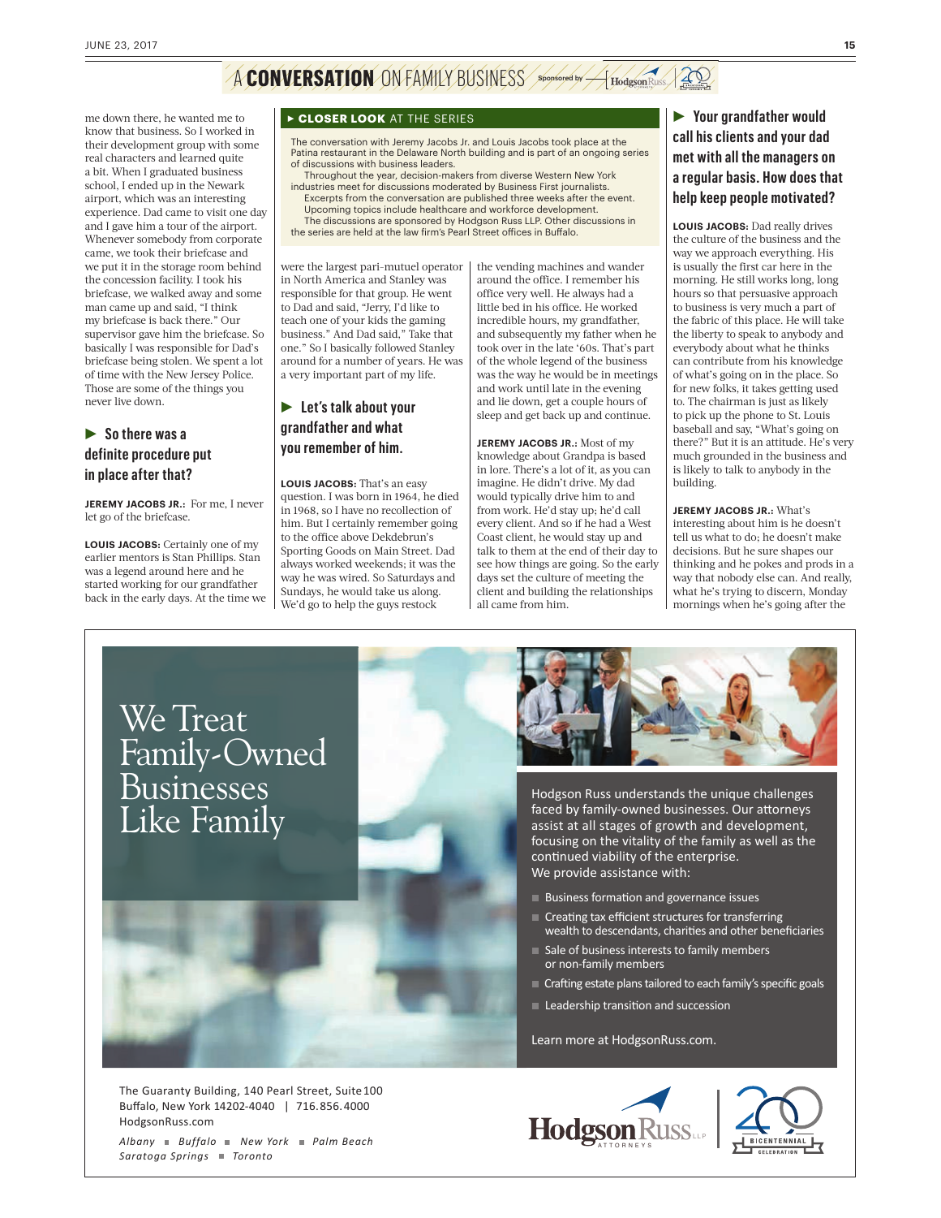# A CONVERSATION ON FAMILY BUSINESS

Sponsored by Hodgson Russ

me down there, he wanted me to know that business. So I worked in their development group with some real characters and learned quite a bit. When I graduated business school, I ended up in the Newark airport, which was an interesting experience. Dad came to visit one day and I gave him a tour of the airport. Whenever somebody from corporate came, we took their briefcase and we put it in the storage room behind the concession facility. I took his briefcase, we walked away and some man came up and said, "I think my briefcase is back there." Our supervisor gave him the briefcase. So basically I was responsible for Dad's briefcase being stolen. We spent a lot of time with the New Jersey Police. Those are some of the things you never live down.

### ▶ So there was a definite procedure put in place after that?

**JEREMY JACOBS JR.:** For me, I never let go of the briefcase.

**LOUIS JACOBS:** Certainly one of my earlier mentors is Stan Phillips. Stan was a legend around here and he started working for our grandfather back in the early days. At the time we were the largest pari-mutuel operator in North America and Stanley was responsible for that group. He went to Dad and said, "Jerry, I'd like to teach one of your kids the gaming business." And Dad said," Take that one." So I basically followed Stanley around for a number of years. He was a very important part of my life.

> **▶ CLOSER LOOK AT THE SERIES**
>
> The conversation with Jeremy Jacobs Jr. and Louis Jacobs took place at the Patina restaurant in the Delaware North building and is part of an ongoing series of discussions with business leaders.
>
> Throughout the year, decision-makers from diverse Western New York industries meet for discussions moderated by Business First journalists.
>
> Excerpts from the conversation are published three weeks after the event.
>
> Upcoming topics include healthcare and workforce development.
>
> The discussions are sponsored by Hodgson Russ LLP. Other discussions in the series are held at the law firm's Pearl Street offices in Buffalo.

### ▶ Let's talk about your grandfather and what you remember of him.

**LOUIS JACOBS:** That's an easy question. I was born in 1964, he died in 1968, so I have no recollection of him. But I certainly remember going to the office above Dekdebrun's Sporting Goods on Main Street. Dad always worked weekends; it was the way he was wired. So Saturdays and Sundays, he would take us along. We'd go to help the guys restock the vending machines and wander around the office. I remember his office very well. He always had a little bed in his office. He worked incredible hours, my grandfather, and subsequently my father when he took over in the late '60s. That's part of the whole legend of the business was the way he would be in meetings and work until late in the evening and lie down, get a couple hours of sleep and get back up and continue.

**JEREMY JACOBS JR.:** Most of my knowledge about Grandpa is based in lore. There's a lot of it, as you can imagine. He didn't drive. My dad would typically drive him to and from work. He'd stay up; he'd call every client. And so if he had a West Coast client, he would stay up and talk to them at the end of their day to see how things are going. So the early days set the culture of meeting the client and building the relationships all came from him.

### ▶ Your grandfather would call his clients and your dad met with all the managers on a regular basis. How does that help keep people motivated?

**LOUIS JACOBS:** Dad really drives the culture of the business and the way we approach everything. His is usually the first car here in the morning. He still works long, long hours so that persuasive approach to business is very much a part of the fabric of this place. He will take the liberty to speak to anybody and everybody about what he thinks can contribute from his knowledge of what's going on in the place. So for new folks, it takes getting used to. The chairman is just as likely to pick up the phone to St. Louis baseball and say, "What's going on there?" But it is an attitude. He's very much grounded in the business and is likely to talk to anybody in the building.

**JEREMY JACOBS JR.:** What's interesting about him is he doesn't tell us what to do; he doesn't make decisions. But he sure shapes our thinking and he pokes and prods in a way that nobody else can. And really, what he's trying to discern, Monday mornings when he's going after the

---

# We Treat Family-Owned Businesses Like Family

Hodgson Russ understands the unique challenges faced by family-owned businesses. Our attorneys assist at all stages of growth and development, focusing on the vitality of the family as well as the continued viability of the enterprise.
We provide assistance with:

- Business formation and governance issues
- Creating tax efficient structures for transferring wealth to descendants, charities and other beneficiaries
- Sale of business interests to family members or non-family members
- Crafting estate plans tailored to each family's specific goals
- Leadership transition and succession

Learn more at HodgsonRuss.com.

The Guaranty Building, 140 Pearl Street, Suite 100
Buffalo, New York 14202-4040 | 716.856.4000
HodgsonRuss.com

*Albany ■ Buffalo ■ New York ■ Palm Beach*
*Saratoga Springs ■ Toronto*

Hodgson Russ LLP ATTORNEYS | BICENTENNIAL CELEBRATION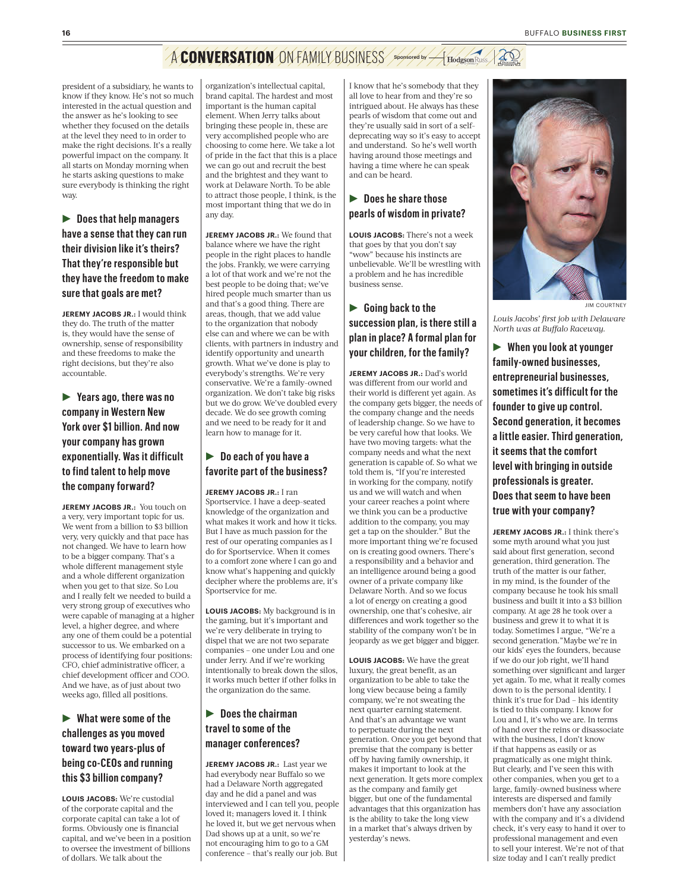## A CONVERSATION ON FAMILY BUSINESS

president of a subsidiary, he wants to know if they know. He's not so much interested in the actual question and the answer as he's looking to see whether they focused on the details at the level they need to in order to make the right decisions. It's a really powerful impact on the company. It all starts on Monday morning when he starts asking questions to make sure everybody is thinking the right way.

### ► Does that help managers have a sense that they can run their division like it's theirs? That they're responsible but they have the freedom to make sure that goals are met?

**JEREMY JACOBS JR.:** I would think they do. The truth of the matter is, they would have the sense of ownership, sense of responsibility and these freedoms to make the right decisions, but they're also accountable.

### ► Years ago, there was no company in Western New York over $1 billion. And now your company has grown exponentially. Was it difficult to find talent to help move the company forward?

**JEREMY JACOBS JR.:** You touch on a very, very important topic for us. We went from a billion to $3 billion very, very quickly and that pace has not changed. We have to learn how to be a bigger company. That's a whole different management style and a whole different organization when you get to that size. So Lou and I really felt we needed to build a very strong group of executives who were capable of managing at a higher level, a higher degree, and where any one of them could be a potential successor to us. We embarked on a process of identifying four positions: CFO, chief administrative officer, a chief development officer and COO. And we have, as of just about two weeks ago, filled all positions.

### ► What were some of the challenges as you moved toward two years-plus of being co-CEOs and running this $3 billion company?

**LOUIS JACOBS:** We're custodial of the corporate capital and the corporate capital can take a lot of forms. Obviously one is financial capital, and we've been in a position to oversee the investment of billions of dollars. We talk about the organization's intellectual capital, brand capital. The hardest and most important is the human capital element. When Jerry talks about bringing these people in, these are very accomplished people who are choosing to come here. We take a lot of pride in the fact that this is a place we can go out and recruit the best and the brightest and they want to work at Delaware North. To be able to attract those people, I think, is the most important thing that we do in any day.

**JEREMY JACOBS JR.:** We found that balance where we have the right people in the right places to handle the jobs. Frankly, we were carrying a lot of that work and we're not the best people to be doing that; we've hired people much smarter than us and that's a good thing. There are areas, though, that we add value to the organization that nobody else can and where we can be with clients, with partners in industry and identify opportunity and unearth growth. What we've done is play to everybody's strengths. We're very conservative. We're a family-owned organization. We don't take big risks but we do grow. We've doubled every decade. We do see growth coming and we need to be ready for it and learn how to manage for it.

### ► Do each of you have a favorite part of the business?

**JEREMY JACOBS JR.:** I ran Sportservice. I have a deep-seated knowledge of the organization and what makes it work and how it ticks. But I have as much passion for the rest of our operating companies as I do for Sportservice. When it comes to a comfort zone where I can go and know what's happening and quickly decipher where the problems are, it's Sportservice for me.

**LOUIS JACOBS:** My background is in the gaming, but it's important and we're very deliberate in trying to dispel that we are not two separate companies – one under Lou and one under Jerry. And if we're working intentionally to break down the silos, it works much better if other folks in the organization do the same.

### ► Does the chairman travel to some of the manager conferences?

**JEREMY JACOBS JR.:** Last year we had everybody near Buffalo so we had a Delaware North aggregated day and he did a panel and was interviewed and I can tell you, people loved it; managers loved it. I think he loved it, but we get nervous when Dad shows up at a unit, so we're not encouraging him to go to a GM conference – that's really our job. But I know that he's somebody that they all love to hear from and they're so intrigued about. He always has these pearls of wisdom that come out and they're usually said in sort of a self-deprecating way so it's easy to accept and understand. So he's well worth having around those meetings and having a time where he can speak and can be heard.

### ► Does he share those pearls of wisdom in private?

**LOUIS JACOBS:** There's not a week that goes by that you don't say "wow" because his instincts are unbelievable. We'll be wrestling with a problem and he has incredible business sense.

### ► Going back to the succession plan, is there still a plan in place? A formal plan for your children, for the family?

**JEREMY JACOBS JR.:** Dad's world was different from our world and their world is different yet again. As the company gets bigger, the needs of the company change and the needs of leadership change. So we have to be very careful how that looks. We have two moving targets: what the company needs and what the next generation is capable of. So what we told them is, "If you're interested in working for the company, notify us and we will watch and when your career reaches a point where we think you can be a productive addition to the company, you may get a tap on the shoulder." But the more important thing we're focused on is creating good owners. There's a responsibility and a behavior and an intelligence around being a good owner of a private company like Delaware North. And so we focus a lot of energy on creating a good ownership, one that's cohesive, air differences and work together so the stability of the company won't be in jeopardy as we get bigger and bigger.

**LOUIS JACOBS:** We have the great luxury, the great benefit, as an organization to be able to take the long view because being a family company, we're not sweating the next quarter earning statement. And that's an advantage we want to perpetuate during the next generation. Once you get beyond that premise that the company is better off by having family ownership, it makes it important to look at the next generation. It gets more complex as the company and family get bigger, but one of the fundamental advantages that this organization has is the ability to take the long view in a market that's always driven by yesterday's news.

JIM COURTNEY

*Louis Jacobs' first job with Delaware North was at Buffalo Raceway.*

### ► When you look at younger family-owned businesses, entrepreneurial businesses, sometimes it's difficult for the founder to give up control. Second generation, it becomes a little easier. Third generation, it seems that the comfort level with bringing in outside professionals is greater. Does that seem to have been true with your company?

**JEREMY JACOBS JR.:** I think there's some myth around what you just said about first generation, second generation, third generation. The truth of the matter is our father, in my mind, is the founder of the company because he took his small business and built it into a $3 billion company. At age 28 he took over a business and grew it to what it is today. Sometimes I argue, "We're a second generation." Maybe we're in our kids' eyes the founders, because if we do our job right, we'll hand something over significant and larger yet again. To me, what it really comes down to is the personal identity. I think it's true for Dad – his identity is tied to this company. I know for Lou and I, it's who we are. In terms of hand over the reins or disassociate with the business, I don't know if that happens as easily or as pragmatically as one might think. But clearly, and I've seen this with other companies, when you get to a large, family-owned business where interests are dispersed and family members don't have any association with the company and it's a dividend check, it's very easy to hand it over to professional management and even to sell your interest. We're not of that size today and I can't really predict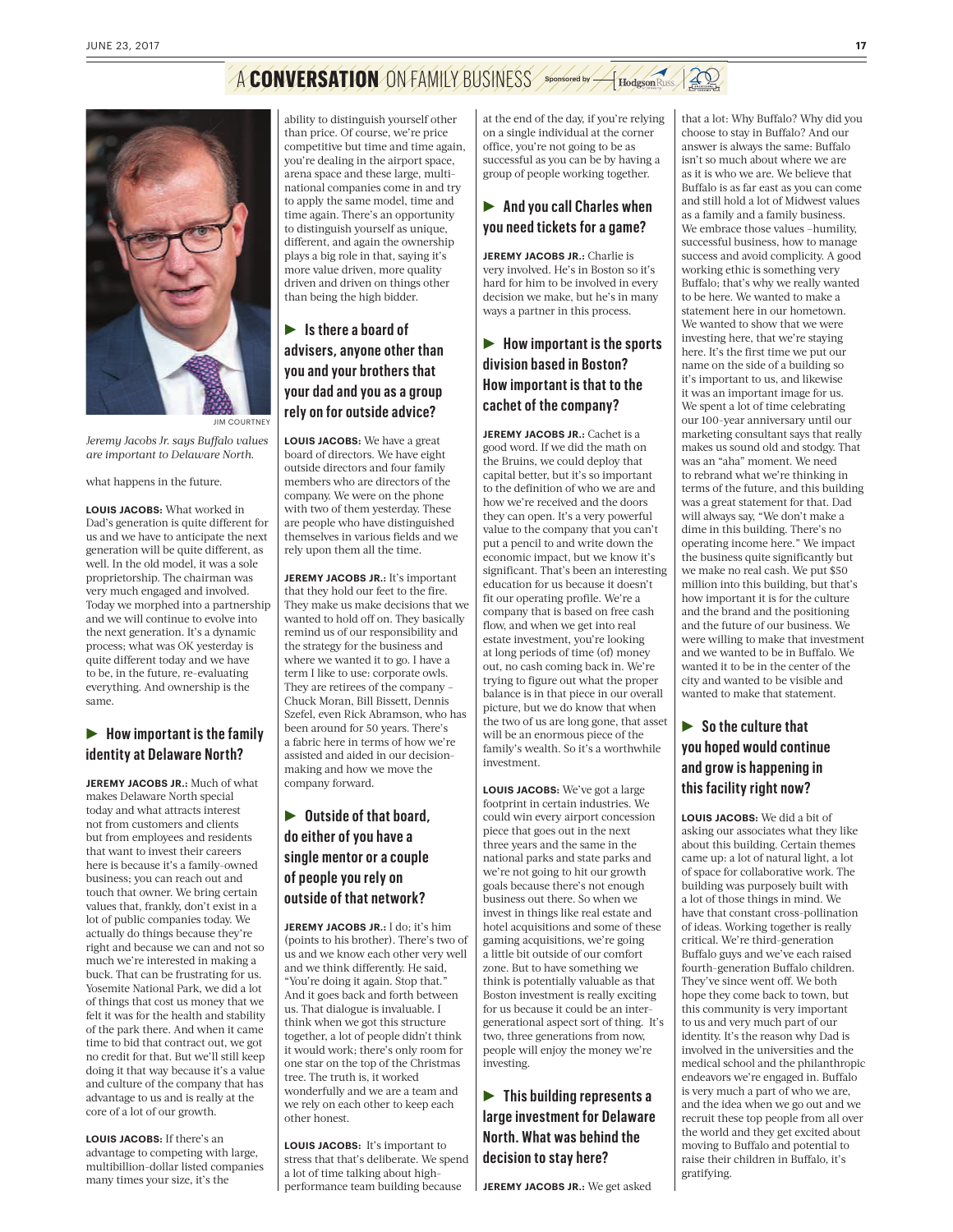## A CONVERSATION ON FAMILY BUSINESS

Sponsored by Hodgson Russ

JIM COURTNEY

*Jeremy Jacobs Jr. says Buffalo values are important to Delaware North.*

what happens in the future.

**LOUIS JACOBS:** What worked in Dad's generation is quite different for us and we have to anticipate the next generation will be quite different, as well. In the old model, it was a sole proprietorship. The chairman was very much engaged and involved. Today we morphed into a partnership and we will continue to evolve into the next generation. It's a dynamic process; what was OK yesterday is quite different today and we have to be, in the future, re-evaluating everything. And ownership is the same.

### ▶ How important is the family identity at Delaware North?

**JEREMY JACOBS JR.:** Much of what makes Delaware North special today and what attracts interest not from customers and clients but from employees and residents that want to invest their careers here is because it's a family-owned business; you can reach out and touch that owner. We bring certain values that, frankly, don't exist in a lot of public companies today. We actually do things because they're right and because we can and not so much we're interested in making a buck. That can be frustrating for us. Yosemite National Park, we did a lot of things that cost us money that we felt it was for the health and stability of the park there. And when it came time to bid that contract out, we got no credit for that. But we'll still keep doing it that way because it's a value and culture of the company that has advantage to us and is really at the core of a lot of our growth.

**LOUIS JACOBS:** If there's an advantage to competing with large, multibillion-dollar listed companies many times your size, it's the ability to distinguish yourself other than price. Of course, we're price competitive but time and time again, you're dealing in the airport space, arena space and these large, multi-national companies come in and try to apply the same model, time and time again. There's an opportunity to distinguish yourself as unique, different, and again the ownership plays a big role in that, saying it's more value driven, more quality driven and driven on things other than being the high bidder.

### ▶ Is there a board of advisers, anyone other than you and your brothers that your dad and you as a group rely on for outside advice?

**LOUIS JACOBS:** We have a great board of directors. We have eight outside directors and four family members who are directors of the company. We were on the phone with two of them yesterday. These are people who have distinguished themselves in various fields and we rely upon them all the time.

**JEREMY JACOBS JR.:** It's important that they hold our feet to the fire. They make us make decisions that we wanted to hold off on. They basically remind us of our responsibility and the strategy for the business and where we wanted it to go. I have a term I like to use: corporate owls. They are retirees of the company – Chuck Moran, Bill Bissett, Dennis Szefel, even Rick Abramson, who has been around for 50 years. There's a fabric here in terms of how we're assisted and aided in our decision-making and how we move the company forward.

### ▶ Outside of that board, do either of you have a single mentor or a couple of people you rely on outside of that network?

**JEREMY JACOBS JR.:** I do; it's him (points to his brother). There's two of us and we know each other very well and we think differently. He said, "You're doing it again. Stop that." And it goes back and forth between us. That dialogue is invaluable. I think when we got this structure together, a lot of people didn't think it would work; there's only room for one star on the top of the Christmas tree. The truth is, it worked wonderfully and we are a team and we rely on each other to keep each other honest.

**LOUIS JACOBS:** It's important to stress that that's deliberate. We spend a lot of time talking about high-performance team building because at the end of the day, if you're relying on a single individual at the corner office, you're not going to be as successful as you can be by having a group of people working together.

### ▶ And you call Charles when you need tickets for a game?

**JEREMY JACOBS JR.:** Charlie is very involved. He's in Boston so it's hard for him to be involved in every decision we make, but he's in many ways a partner in this process.

### ▶ How important is the sports division based in Boston? How important is that to the cachet of the company?

**JEREMY JACOBS JR.:** Cachet is a good word. If we did the math on the Bruins, we could deploy that capital better, but it's so important to the definition of who we are and how we're received and the doors they can open. It's a very powerful value to the company that you can't put a pencil to and write down the economic impact, but we know it's significant. That's been an interesting education for us because it doesn't fit our operating profile. We're a company that is based on free cash flow, and when we get into real estate investment, you're looking at long periods of time (of) money out, no cash coming back in. We're trying to figure out what the proper balance is in that piece in our overall picture, but we do know that when the two of us are long gone, that asset will be an enormous piece of the family's wealth. So it's a worthwhile investment.

**LOUIS JACOBS:** We've got a large footprint in certain industries. We could win every airport concession piece that goes out in the next three years and the same in the national parks and state parks and we're not going to hit our growth goals because there's not enough business out there. So when we invest in things like real estate and hotel acquisitions and some of these gaming acquisitions, we're going a little bit outside of our comfort zone. But to have something we think is potentially valuable as that Boston investment is really exciting for us because it could be an inter-generational aspect sort of thing. It's two, three generations from now, people will enjoy the money we're investing.

### ▶ This building represents a large investment for Delaware North. What was behind the decision to stay here?

**JEREMY JACOBS JR.:** We get asked that a lot: Why Buffalo? Why did you choose to stay in Buffalo? And our answer is always the same: Buffalo isn't so much about where we are as it is who we are. We believe that Buffalo is as far east as you can come and still hold a lot of Midwest values as a family and a family business. We embrace those values –humility, successful business, how to manage success and avoid complicity. A good working ethic is something very Buffalo; that's why we really wanted to be here. We wanted to make a statement here in our hometown. We wanted to show that we were investing here, that we're staying here. It's the first time we put our name on the side of a building so it's important to us, and likewise it was an important image for us. We spent a lot of time celebrating our 100-year anniversary until our marketing consultant says that really makes us sound old and stodgy. That was an "aha" moment. We need to rebrand what we're thinking in terms of the future, and this building was a great statement for that. Dad will always say, "We don't make a dime in this building. There's no operating income here." We impact the business quite significantly but we make no real cash. We put $50 million into this building, but that's how important it is for the culture and the brand and the positioning and the future of our business. We were willing to make that investment and we wanted to be in Buffalo. We wanted it to be in the center of the city and wanted to be visible and wanted to make that statement.

### ▶ So the culture that you hoped would continue and grow is happening in this facility right now?

**LOUIS JACOBS:** We did a bit of asking our associates what they like about this building. Certain themes came up: a lot of natural light, a lot of space for collaborative work. The building was purposely built with a lot of those things in mind. We have that constant cross-pollination of ideas. Working together is really critical. We're third-generation Buffalo guys and we've each raised fourth-generation Buffalo children. They've since went off. We both hope they come back to town, but this community is very important to us and very much part of our identity. It's the reason why Dad is involved in the universities and the medical school and the philanthropic endeavors we're engaged in. Buffalo is very much a part of who we are, and the idea when we go out and we recruit these top people from all over the world and they get excited about moving to Buffalo and potential to raise their children in Buffalo, it's gratifying.